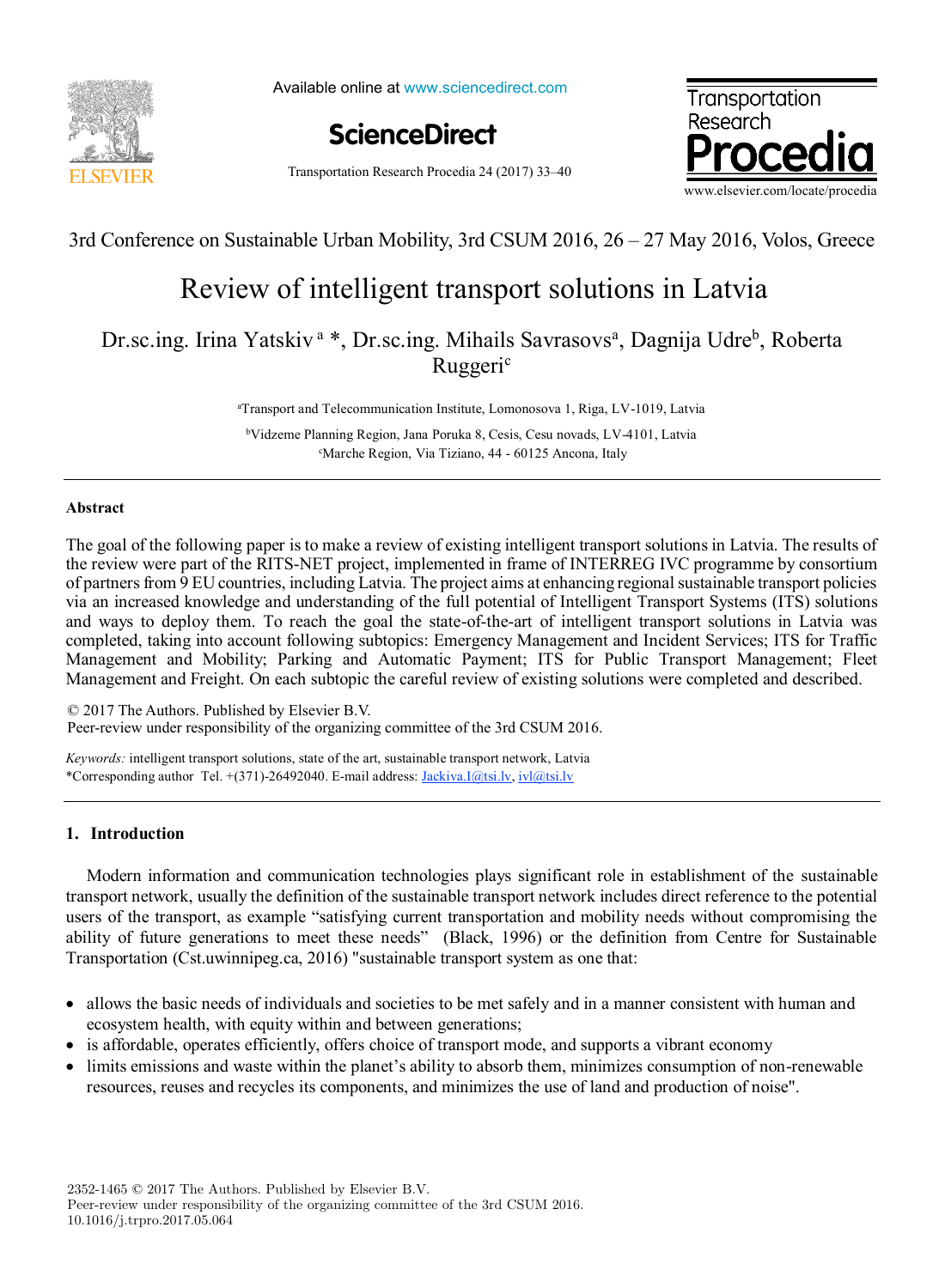3rd Conference on Sustainable Urban Mobility, 3rd CSUM 2016, 26 – 27 May 2016, Volos, Greece

# Review of intelligent transport solutions in Latvia

Dr.sc.ing. Irina Yatskiv [a] *, Dr.sc.ing. Mihails Savrasovs[a], Dagnija Udre[b], Roberta Ruggeri[c]

[a]Transport and Telecommunication Institute, Lomonosova 1, Riga, LV-1019, Latvia

[b]Vidzeme Planning Region, Jana Poruka 8, Cesis, Cesu novads, LV-4101, Latvia

[c]Marche Region, Via Tiziano, 44 - 60125 Ancona, Italy

## Abstract

The goal of the following paper is to make a review of existing intelligent transport solutions in Latvia. The results of the review were part of the RITS-NET project, implemented in frame of INTERREG IVC programme by consortium of partners from 9 EU countries, including Latvia. The project aims at enhancing regional sustainable transport policies via an increased knowledge and understanding of the full potential of Intelligent Transport Systems (ITS) solutions and ways to deploy them. To reach the goal the state-of-the-art of intelligent transport solutions in Latvia was completed, taking into account following subtopics: Emergency Management and Incident Services; ITS for Traffic Management and Mobility; Parking and Automatic Payment; ITS for Public Transport Management; Fleet Management and Freight. On each subtopic the careful review of existing solutions were completed and described.

© 2017 The Authors. Published by Elsevier B.V.
Peer-review under responsibility of the organizing committee of the 3rd CSUM 2016.

*Keywords:* intelligent transport solutions, state of the art, sustainable transport network, Latvia
*Corresponding author Tel. +(371)-26492040. E-mail address: Jackiva.I@tsi.lv, ivl@tsi.lv

## 1. Introduction

Modern information and communication technologies plays significant role in establishment of the sustainable transport network, usually the definition of the sustainable transport network includes direct reference to the potential users of the transport, as example "satisfying current transportation and mobility needs without compromising the ability of future generations to meet these needs" (Black, 1996) or the definition from Centre for Sustainable Transportation (Cst.uwinnipeg.ca, 2016) "sustainable transport system as one that:

- allows the basic needs of individuals and societies to be met safely and in a manner consistent with human and ecosystem health, with equity within and between generations;
- is affordable, operates efficiently, offers choice of transport mode, and supports a vibrant economy
- limits emissions and waste within the planet's ability to absorb them, minimizes consumption of non-renewable resources, reuses and recycles its components, and minimizes the use of land and production of noise".

2352-1465 © 2017 The Authors. Published by Elsevier B.V.
Peer-review under responsibility of the organizing committee of the 3rd CSUM 2016.
10.1016/j.trpro.2017.05.064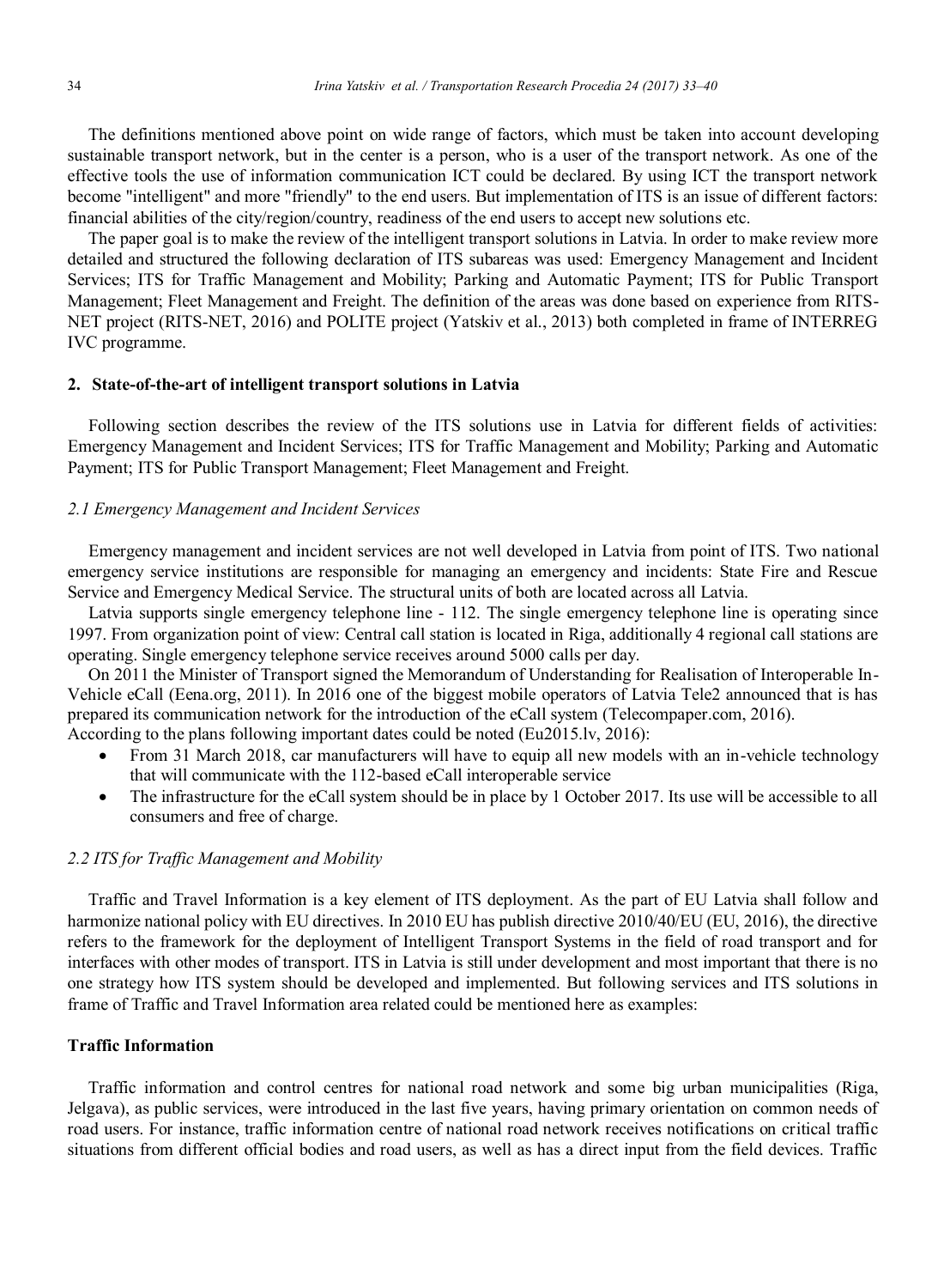The definitions mentioned above point on wide range of factors, which must be taken into account developing sustainable transport network, but in the center is a person, who is a user of the transport network. As one of the effective tools the use of information communication ICT could be declared. By using ICT the transport network become "intelligent" and more "friendly" to the end users. But implementation of ITS is an issue of different factors: financial abilities of the city/region/country, readiness of the end users to accept new solutions etc.

The paper goal is to make the review of the intelligent transport solutions in Latvia. In order to make review more detailed and structured the following declaration of ITS subareas was used: Emergency Management and Incident Services; ITS for Traffic Management and Mobility; Parking and Automatic Payment; ITS for Public Transport Management; Fleet Management and Freight. The definition of the areas was done based on experience from RITS-NET project (RITS-NET, 2016) and POLITE project (Yatskiv et al., 2013) both completed in frame of INTERREG IVC programme.

## 2. State-of-the-art of intelligent transport solutions in Latvia

Following section describes the review of the ITS solutions use in Latvia for different fields of activities: Emergency Management and Incident Services; ITS for Traffic Management and Mobility; Parking and Automatic Payment; ITS for Public Transport Management; Fleet Management and Freight.

### *2.1 Emergency Management and Incident Services*

Emergency management and incident services are not well developed in Latvia from point of ITS. Two national emergency service institutions are responsible for managing an emergency and incidents: State Fire and Rescue Service and Emergency Medical Service. The structural units of both are located across all Latvia.

Latvia supports single emergency telephone line - 112. The single emergency telephone line is operating since 1997. From organization point of view: Central call station is located in Riga, additionally 4 regional call stations are operating. Single emergency telephone service receives around 5000 calls per day.

On 2011 the Minister of Transport signed the Memorandum of Understanding for Realisation of Interoperable In-Vehicle eCall (Eena.org, 2011). In 2016 one of the biggest mobile operators of Latvia Tele2 announced that is has prepared its communication network for the introduction of the eCall system (Telecompaper.com, 2016).
According to the plans following important dates could be noted (Eu2015.lv, 2016):

- From 31 March 2018, car manufacturers will have to equip all new models with an in-vehicle technology that will communicate with the 112-based eCall interoperable service
- The infrastructure for the eCall system should be in place by 1 October 2017. Its use will be accessible to all consumers and free of charge.

### *2.2 ITS for Traffic Management and Mobility*

Traffic and Travel Information is a key element of ITS deployment. As the part of EU Latvia shall follow and harmonize national policy with EU directives. In 2010 EU has publish directive 2010/40/EU (EU, 2016), the directive refers to the framework for the deployment of Intelligent Transport Systems in the field of road transport and for interfaces with other modes of transport. ITS in Latvia is still under development and most important that there is no one strategy how ITS system should be developed and implemented. But following services and ITS solutions in frame of Traffic and Travel Information area related could be mentioned here as examples:

**Traffic Information**

Traffic information and control centres for national road network and some big urban municipalities (Riga, Jelgava), as public services, were introduced in the last five years, having primary orientation on common needs of road users. For instance, traffic information centre of national road network receives notifications on critical traffic situations from different official bodies and road users, as well as has a direct input from the field devices. Traffic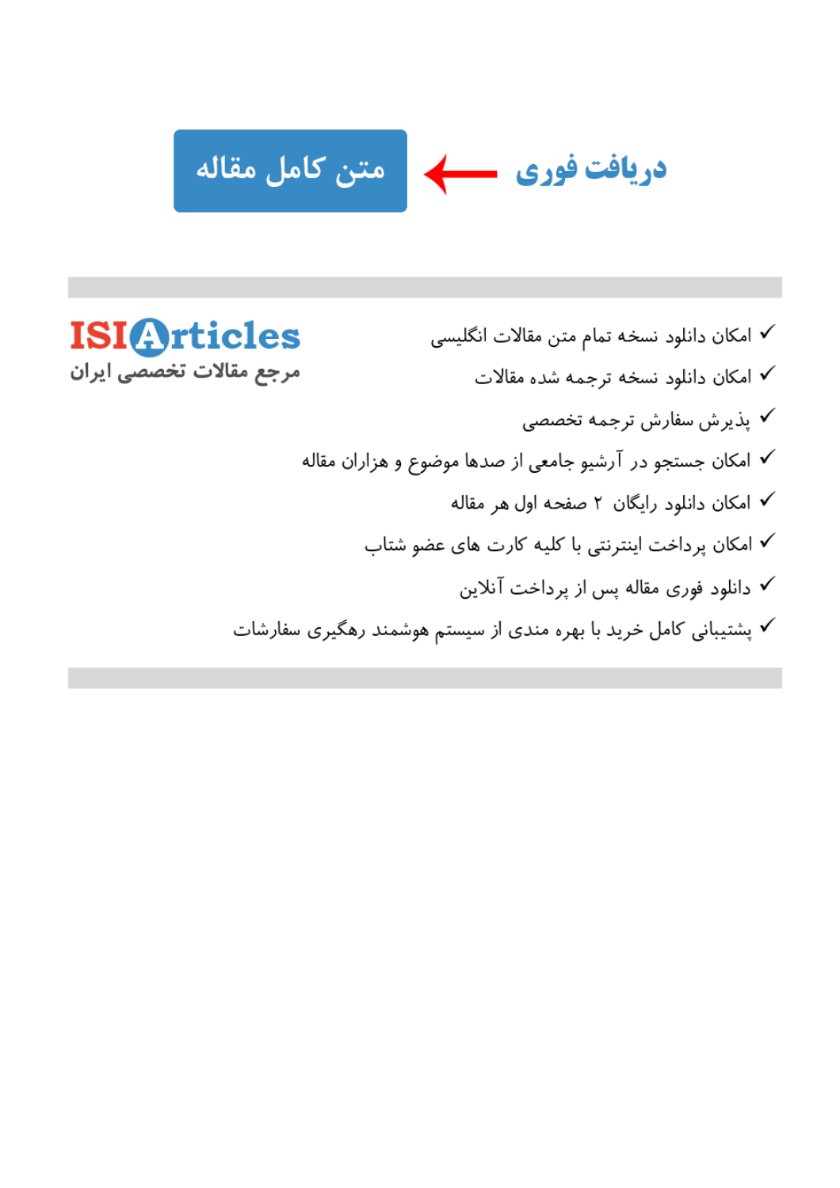دریافت فوری ← **متن کامل مقاله**

**ISIArticles**
مرجع مقالات تخصصی ایران

- ✓ امکان دانلود نسخه تمام متن مقالات انگلیسی
- ✓ امکان دانلود نسخه ترجمه شده مقالات
- ✓ پذیرش سفارش ترجمه تخصصی
- ✓ امکان جستجو در آرشیو جامعی از صدها موضوع و هزاران مقاله
- ✓ امکان دانلود رایگان ۲ صفحه اول هر مقاله
- ✓ امکان پرداخت اینترنتی با کلیه کارت های عضو شتاب
- ✓ دانلود فوری مقاله پس از پرداخت آنلاین
- ✓ پشتیبانی کامل خرید با بهره مندی از سیستم هوشمند رهگیری سفارشات